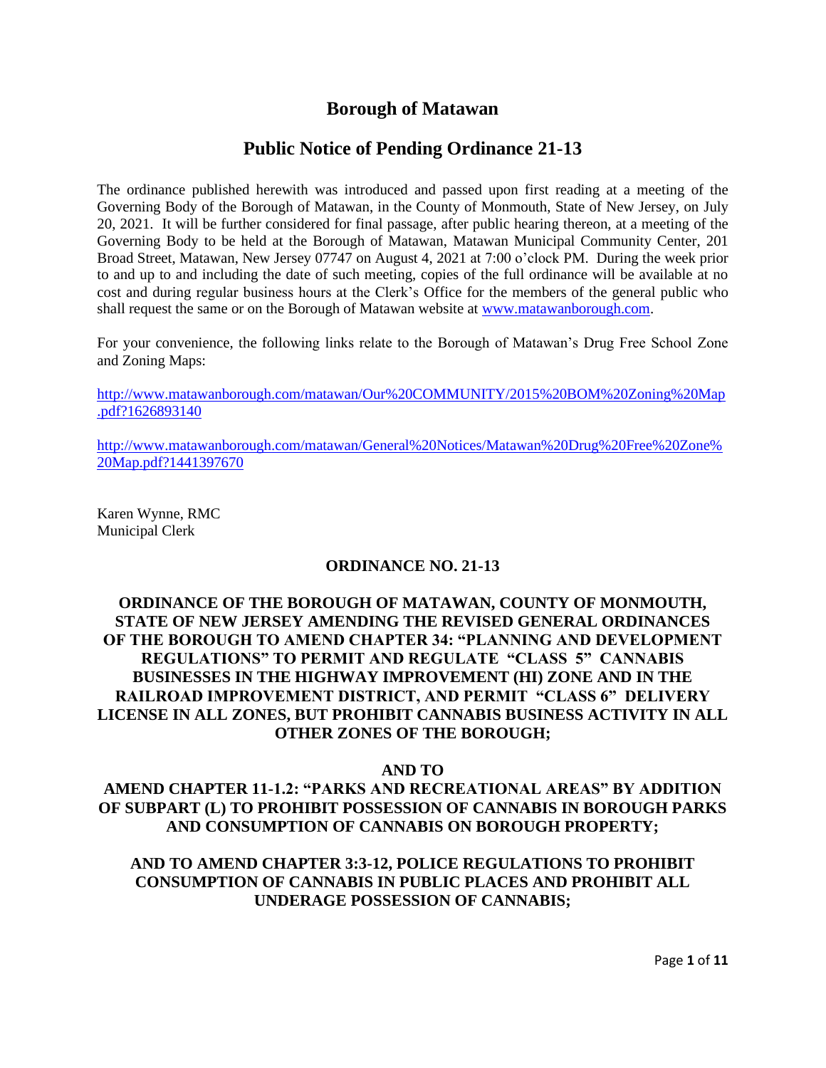# Borough of Matawan

## Public Notice of Pending Ordinance 21-13

The ordinance published herewith was introduced and passed upon first reading at a meeting of the Governing Body of the Borough of Matawan, in the County of Monmouth, State of New Jersey, on July 20, 2021. It will be further considered for final passage, after public hearing thereon, at a meeting of the Governing Body to be held at the Borough of Matawan, Matawan Municipal Community Center, 201 Broad Street, Matawan, New Jersey 07747 on August 4, 2021 at 7:00 o'clock PM. During the week prior to and up to and including the date of such meeting, copies of the full ordinance will be available at no cost and during regular business hours at the Clerk's Office for the members of the general public who shall request the same or on the Borough of Matawan website at www.matawanborough.com.

For your convenience, the following links relate to the Borough of Matawan's Drug Free School Zone and Zoning Maps:

http://www.matawanborough.com/matawan/Our%20COMMUNITY/2015%20BOM%20Zoning%20Map.pdf?1626893140

http://www.matawanborough.com/matawan/General%20Notices/Matawan%20Drug%20Free%20Zone%20Map.pdf?1441397670

Karen Wynne, RMC
Municipal Clerk

**ORDINANCE NO. 21-13**

**ORDINANCE OF THE BOROUGH OF MATAWAN, COUNTY OF MONMOUTH, STATE OF NEW JERSEY AMENDING THE REVISED GENERAL ORDINANCES OF THE BOROUGH TO AMEND CHAPTER 34: "PLANNING AND DEVELOPMENT REGULATIONS" TO PERMIT AND REGULATE "CLASS 5" CANNABIS BUSINESSES IN THE HIGHWAY IMPROVEMENT (HI) ZONE AND IN THE RAILROAD IMPROVEMENT DISTRICT, AND PERMIT "CLASS 6" DELIVERY LICENSE IN ALL ZONES, BUT PROHIBIT CANNABIS BUSINESS ACTIVITY IN ALL OTHER ZONES OF THE BOROUGH;**

**AND TO**

**AMEND CHAPTER 11-1.2: "PARKS AND RECREATIONAL AREAS" BY ADDITION OF SUBPART (L) TO PROHIBIT POSSESSION OF CANNABIS IN BOROUGH PARKS AND CONSUMPTION OF CANNABIS ON BOROUGH PROPERTY;**

**AND TO AMEND CHAPTER 3:3-12, POLICE REGULATIONS TO PROHIBIT CONSUMPTION OF CANNABIS IN PUBLIC PLACES AND PROHIBIT ALL UNDERAGE POSSESSION OF CANNABIS;**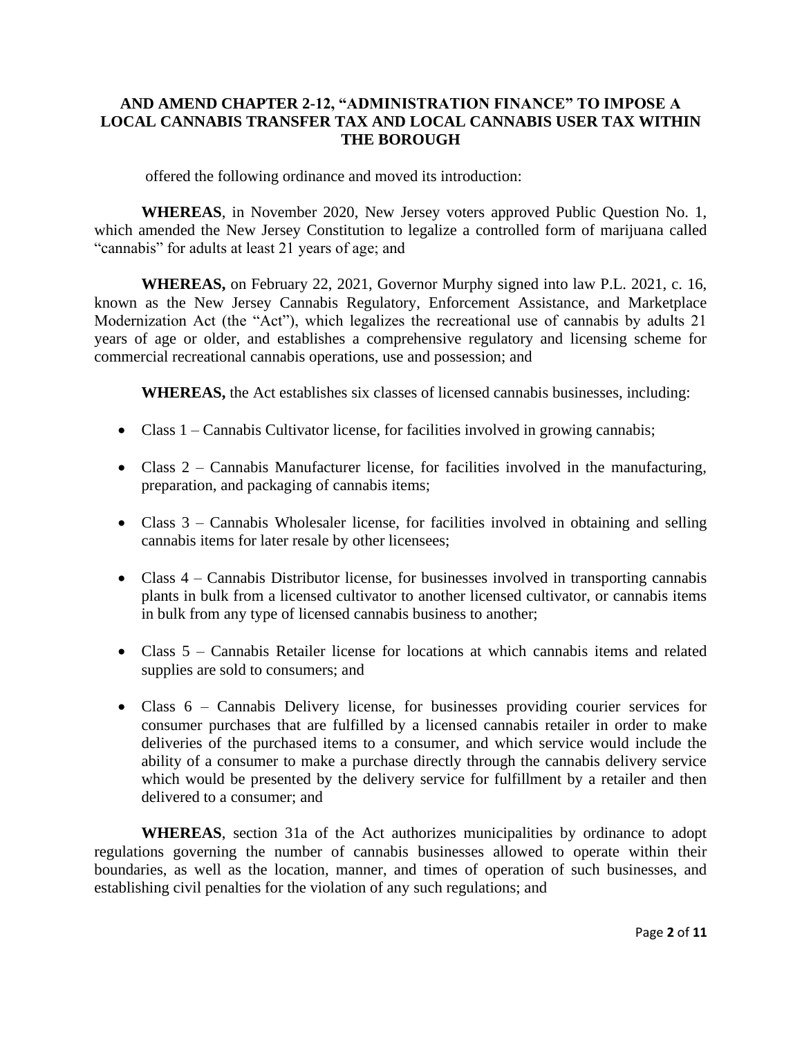**AND AMEND CHAPTER 2-12, "ADMINISTRATION FINANCE" TO IMPOSE A LOCAL CANNABIS TRANSFER TAX AND LOCAL CANNABIS USER TAX WITHIN THE BOROUGH**

offered the following ordinance and moved its introduction:

**WHEREAS**, in November 2020, New Jersey voters approved Public Question No. 1, which amended the New Jersey Constitution to legalize a controlled form of marijuana called "cannabis" for adults at least 21 years of age; and

**WHEREAS,** on February 22, 2021, Governor Murphy signed into law P.L. 2021, c. 16, known as the New Jersey Cannabis Regulatory, Enforcement Assistance, and Marketplace Modernization Act (the "Act"), which legalizes the recreational use of cannabis by adults 21 years of age or older, and establishes a comprehensive regulatory and licensing scheme for commercial recreational cannabis operations, use and possession; and

**WHEREAS,** the Act establishes six classes of licensed cannabis businesses, including:

- Class 1 – Cannabis Cultivator license, for facilities involved in growing cannabis;
- Class 2 – Cannabis Manufacturer license, for facilities involved in the manufacturing, preparation, and packaging of cannabis items;
- Class 3 – Cannabis Wholesaler license, for facilities involved in obtaining and selling cannabis items for later resale by other licensees;
- Class 4 – Cannabis Distributor license, for businesses involved in transporting cannabis plants in bulk from a licensed cultivator to another licensed cultivator, or cannabis items in bulk from any type of licensed cannabis business to another;
- Class 5 – Cannabis Retailer license for locations at which cannabis items and related supplies are sold to consumers; and
- Class 6 – Cannabis Delivery license, for businesses providing courier services for consumer purchases that are fulfilled by a licensed cannabis retailer in order to make deliveries of the purchased items to a consumer, and which service would include the ability of a consumer to make a purchase directly through the cannabis delivery service which would be presented by the delivery service for fulfillment by a retailer and then delivered to a consumer; and

**WHEREAS**, section 31a of the Act authorizes municipalities by ordinance to adopt regulations governing the number of cannabis businesses allowed to operate within their boundaries, as well as the location, manner, and times of operation of such businesses, and establishing civil penalties for the violation of any such regulations; and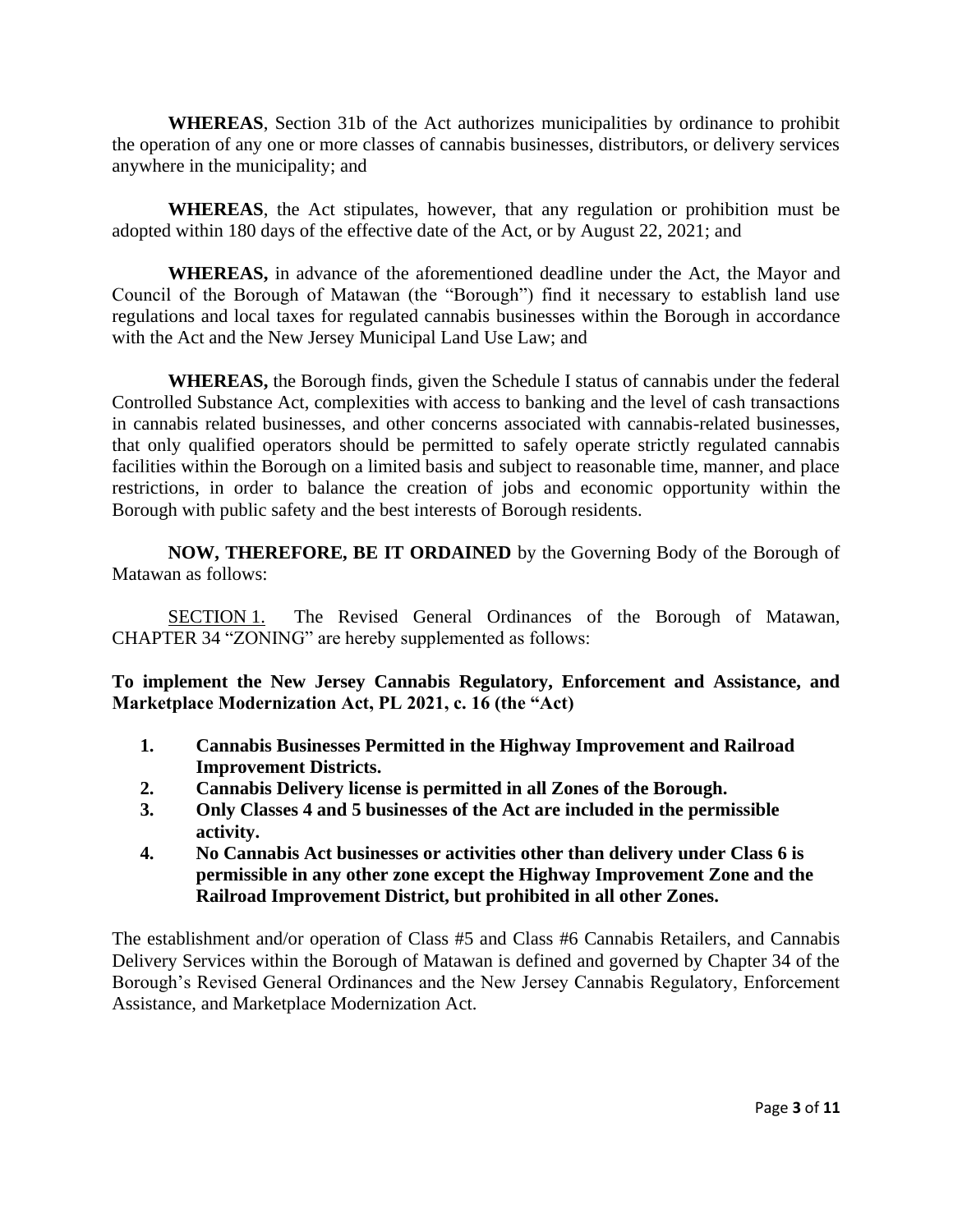**WHEREAS**, Section 31b of the Act authorizes municipalities by ordinance to prohibit the operation of any one or more classes of cannabis businesses, distributors, or delivery services anywhere in the municipality; and

**WHEREAS**, the Act stipulates, however, that any regulation or prohibition must be adopted within 180 days of the effective date of the Act, or by August 22, 2021; and

**WHEREAS,** in advance of the aforementioned deadline under the Act, the Mayor and Council of the Borough of Matawan (the "Borough") find it necessary to establish land use regulations and local taxes for regulated cannabis businesses within the Borough in accordance with the Act and the New Jersey Municipal Land Use Law; and

**WHEREAS,** the Borough finds, given the Schedule I status of cannabis under the federal Controlled Substance Act, complexities with access to banking and the level of cash transactions in cannabis related businesses, and other concerns associated with cannabis-related businesses, that only qualified operators should be permitted to safely operate strictly regulated cannabis facilities within the Borough on a limited basis and subject to reasonable time, manner, and place restrictions, in order to balance the creation of jobs and economic opportunity within the Borough with public safety and the best interests of Borough residents.

**NOW, THEREFORE, BE IT ORDAINED** by the Governing Body of the Borough of Matawan as follows:

SECTION 1. The Revised General Ordinances of the Borough of Matawan, CHAPTER 34 "ZONING" are hereby supplemented as follows:

**To implement the New Jersey Cannabis Regulatory, Enforcement and Assistance, and Marketplace Modernization Act, PL 2021, c. 16 (the "Act)**

1. **Cannabis Businesses Permitted in the Highway Improvement and Railroad Improvement Districts.**
2. **Cannabis Delivery license is permitted in all Zones of the Borough.**
3. **Only Classes 4 and 5 businesses of the Act are included in the permissible activity.**
4. **No Cannabis Act businesses or activities other than delivery under Class 6 is permissible in any other zone except the Highway Improvement Zone and the Railroad Improvement District, but prohibited in all other Zones.**

The establishment and/or operation of Class #5 and Class #6 Cannabis Retailers, and Cannabis Delivery Services within the Borough of Matawan is defined and governed by Chapter 34 of the Borough's Revised General Ordinances and the New Jersey Cannabis Regulatory, Enforcement Assistance, and Marketplace Modernization Act.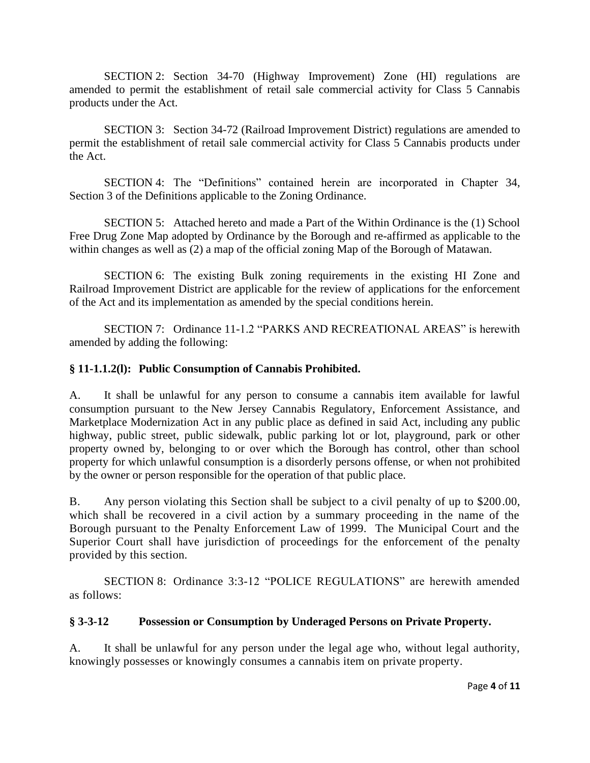SECTION 2: Section 34-70 (Highway Improvement) Zone (HI) regulations are amended to permit the establishment of retail sale commercial activity for Class 5 Cannabis products under the Act.

SECTION 3: Section 34-72 (Railroad Improvement District) regulations are amended to permit the establishment of retail sale commercial activity for Class 5 Cannabis products under the Act.

SECTION 4: The "Definitions" contained herein are incorporated in Chapter 34, Section 3 of the Definitions applicable to the Zoning Ordinance.

SECTION 5: Attached hereto and made a Part of the Within Ordinance is the (1) School Free Drug Zone Map adopted by Ordinance by the Borough and re-affirmed as applicable to the within changes as well as (2) a map of the official zoning Map of the Borough of Matawan.

SECTION 6: The existing Bulk zoning requirements in the existing HI Zone and Railroad Improvement District are applicable for the review of applications for the enforcement of the Act and its implementation as amended by the special conditions herein.

SECTION 7: Ordinance 11-1.2 "PARKS AND RECREATIONAL AREAS" is herewith amended by adding the following:

**§ 11-1.1.2(l): Public Consumption of Cannabis Prohibited.**

A. It shall be unlawful for any person to consume a cannabis item available for lawful consumption pursuant to the New Jersey Cannabis Regulatory, Enforcement Assistance, and Marketplace Modernization Act in any public place as defined in said Act, including any public highway, public street, public sidewalk, public parking lot or lot, playground, park or other property owned by, belonging to or over which the Borough has control, other than school property for which unlawful consumption is a disorderly persons offense, or when not prohibited by the owner or person responsible for the operation of that public place.

B. Any person violating this Section shall be subject to a civil penalty of up to $200.00, which shall be recovered in a civil action by a summary proceeding in the name of the Borough pursuant to the Penalty Enforcement Law of 1999. The Municipal Court and the Superior Court shall have jurisdiction of proceedings for the enforcement of the penalty provided by this section.

SECTION 8: Ordinance 3:3-12 "POLICE REGULATIONS" are herewith amended as follows:

**§ 3-3-12 Possession or Consumption by Underaged Persons on Private Property.**

A. It shall be unlawful for any person under the legal age who, without legal authority, knowingly possesses or knowingly consumes a cannabis item on private property.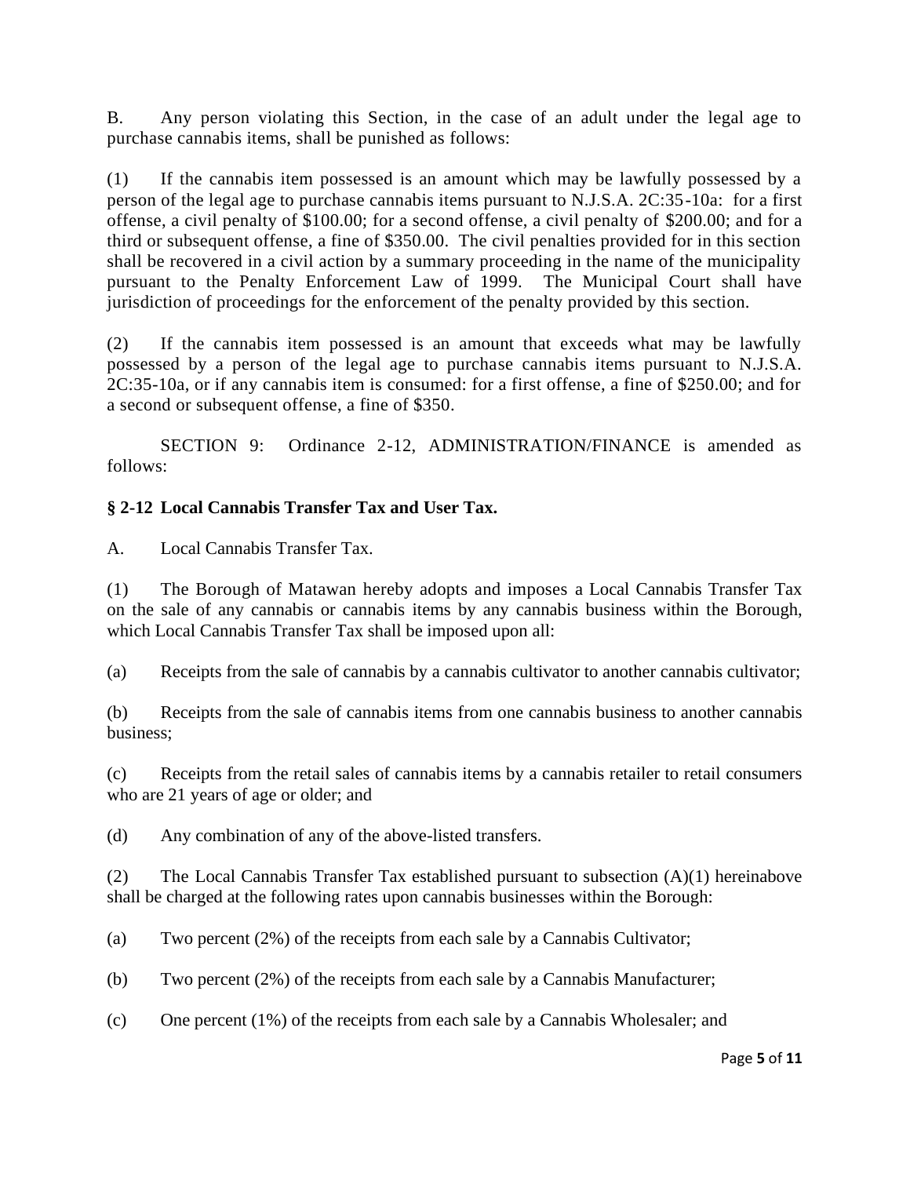B. Any person violating this Section, in the case of an adult under the legal age to purchase cannabis items, shall be punished as follows:

(1) If the cannabis item possessed is an amount which may be lawfully possessed by a person of the legal age to purchase cannabis items pursuant to N.J.S.A. 2C:35-10a: for a first offense, a civil penalty of $100.00; for a second offense, a civil penalty of $200.00; and for a third or subsequent offense, a fine of $350.00. The civil penalties provided for in this section shall be recovered in a civil action by a summary proceeding in the name of the municipality pursuant to the Penalty Enforcement Law of 1999. The Municipal Court shall have jurisdiction of proceedings for the enforcement of the penalty provided by this section.

(2) If the cannabis item possessed is an amount that exceeds what may be lawfully possessed by a person of the legal age to purchase cannabis items pursuant to N.J.S.A. 2C:35-10a, or if any cannabis item is consumed: for a first offense, a fine of $250.00; and for a second or subsequent offense, a fine of $350.

SECTION 9: Ordinance 2-12, ADMINISTRATION/FINANCE is amended as follows:

**§ 2-12 Local Cannabis Transfer Tax and User Tax.**

A. Local Cannabis Transfer Tax.

(1) The Borough of Matawan hereby adopts and imposes a Local Cannabis Transfer Tax on the sale of any cannabis or cannabis items by any cannabis business within the Borough, which Local Cannabis Transfer Tax shall be imposed upon all:

(a) Receipts from the sale of cannabis by a cannabis cultivator to another cannabis cultivator;

(b) Receipts from the sale of cannabis items from one cannabis business to another cannabis business;

(c) Receipts from the retail sales of cannabis items by a cannabis retailer to retail consumers who are 21 years of age or older; and

(d) Any combination of any of the above-listed transfers.

(2) The Local Cannabis Transfer Tax established pursuant to subsection (A)(1) hereinabove shall be charged at the following rates upon cannabis businesses within the Borough:

(a) Two percent (2%) of the receipts from each sale by a Cannabis Cultivator;

(b) Two percent (2%) of the receipts from each sale by a Cannabis Manufacturer;

(c) One percent (1%) of the receipts from each sale by a Cannabis Wholesaler; and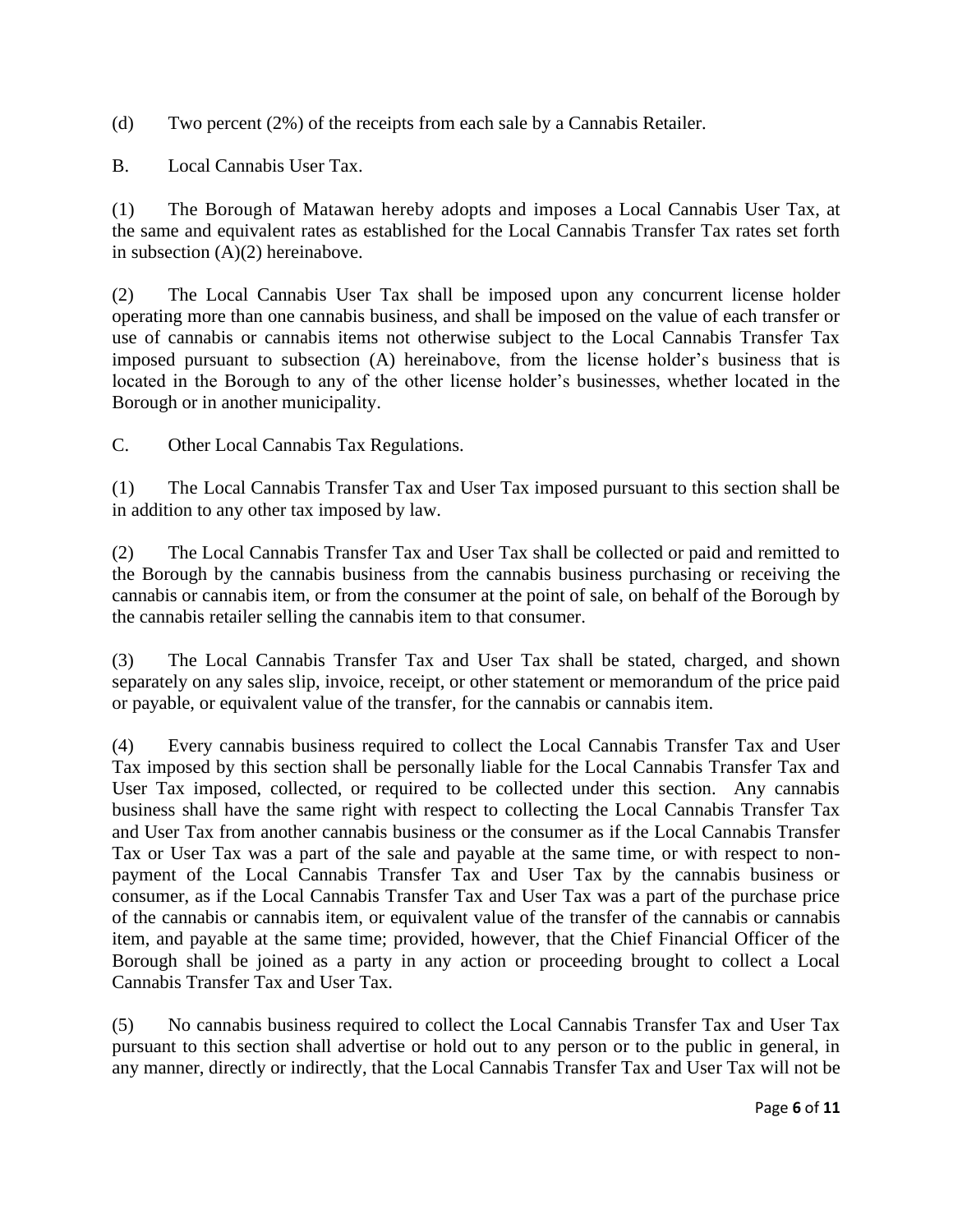(d) Two percent (2%) of the receipts from each sale by a Cannabis Retailer.

B. Local Cannabis User Tax.

(1) The Borough of Matawan hereby adopts and imposes a Local Cannabis User Tax, at the same and equivalent rates as established for the Local Cannabis Transfer Tax rates set forth in subsection (A)(2) hereinabove.

(2) The Local Cannabis User Tax shall be imposed upon any concurrent license holder operating more than one cannabis business, and shall be imposed on the value of each transfer or use of cannabis or cannabis items not otherwise subject to the Local Cannabis Transfer Tax imposed pursuant to subsection (A) hereinabove, from the license holder's business that is located in the Borough to any of the other license holder's businesses, whether located in the Borough or in another municipality.

C. Other Local Cannabis Tax Regulations.

(1) The Local Cannabis Transfer Tax and User Tax imposed pursuant to this section shall be in addition to any other tax imposed by law.

(2) The Local Cannabis Transfer Tax and User Tax shall be collected or paid and remitted to the Borough by the cannabis business from the cannabis business purchasing or receiving the cannabis or cannabis item, or from the consumer at the point of sale, on behalf of the Borough by the cannabis retailer selling the cannabis item to that consumer.

(3) The Local Cannabis Transfer Tax and User Tax shall be stated, charged, and shown separately on any sales slip, invoice, receipt, or other statement or memorandum of the price paid or payable, or equivalent value of the transfer, for the cannabis or cannabis item.

(4) Every cannabis business required to collect the Local Cannabis Transfer Tax and User Tax imposed by this section shall be personally liable for the Local Cannabis Transfer Tax and User Tax imposed, collected, or required to be collected under this section. Any cannabis business shall have the same right with respect to collecting the Local Cannabis Transfer Tax and User Tax from another cannabis business or the consumer as if the Local Cannabis Transfer Tax or User Tax was a part of the sale and payable at the same time, or with respect to non-payment of the Local Cannabis Transfer Tax and User Tax by the cannabis business or consumer, as if the Local Cannabis Transfer Tax and User Tax was a part of the purchase price of the cannabis or cannabis item, or equivalent value of the transfer of the cannabis or cannabis item, and payable at the same time; provided, however, that the Chief Financial Officer of the Borough shall be joined as a party in any action or proceeding brought to collect a Local Cannabis Transfer Tax and User Tax.

(5) No cannabis business required to collect the Local Cannabis Transfer Tax and User Tax pursuant to this section shall advertise or hold out to any person or to the public in general, in any manner, directly or indirectly, that the Local Cannabis Transfer Tax and User Tax will not be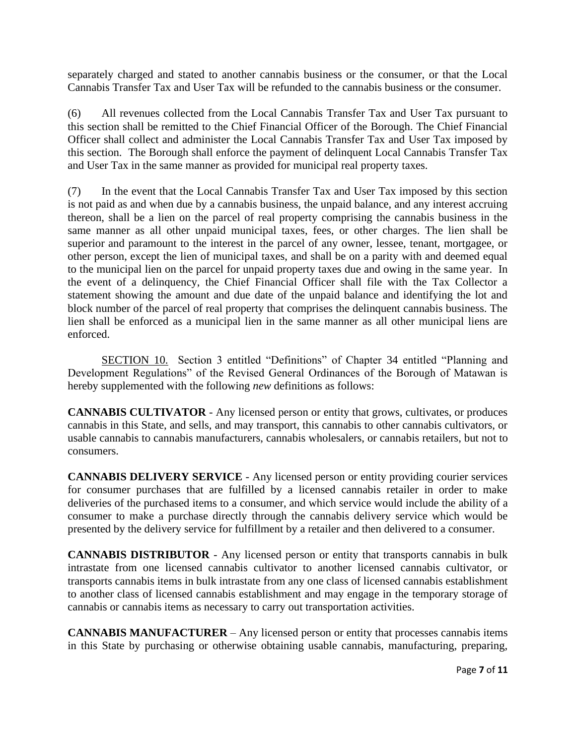separately charged and stated to another cannabis business or the consumer, or that the Local Cannabis Transfer Tax and User Tax will be refunded to the cannabis business or the consumer.

(6) All revenues collected from the Local Cannabis Transfer Tax and User Tax pursuant to this section shall be remitted to the Chief Financial Officer of the Borough. The Chief Financial Officer shall collect and administer the Local Cannabis Transfer Tax and User Tax imposed by this section. The Borough shall enforce the payment of delinquent Local Cannabis Transfer Tax and User Tax in the same manner as provided for municipal real property taxes.

(7) In the event that the Local Cannabis Transfer Tax and User Tax imposed by this section is not paid as and when due by a cannabis business, the unpaid balance, and any interest accruing thereon, shall be a lien on the parcel of real property comprising the cannabis business in the same manner as all other unpaid municipal taxes, fees, or other charges. The lien shall be superior and paramount to the interest in the parcel of any owner, lessee, tenant, mortgagee, or other person, except the lien of municipal taxes, and shall be on a parity with and deemed equal to the municipal lien on the parcel for unpaid property taxes due and owing in the same year. In the event of a delinquency, the Chief Financial Officer shall file with the Tax Collector a statement showing the amount and due date of the unpaid balance and identifying the lot and block number of the parcel of real property that comprises the delinquent cannabis business. The lien shall be enforced as a municipal lien in the same manner as all other municipal liens are enforced.

SECTION 10. Section 3 entitled "Definitions" of Chapter 34 entitled "Planning and Development Regulations" of the Revised General Ordinances of the Borough of Matawan is hereby supplemented with the following *new* definitions as follows:

**CANNABIS CULTIVATOR** - Any licensed person or entity that grows, cultivates, or produces cannabis in this State, and sells, and may transport, this cannabis to other cannabis cultivators, or usable cannabis to cannabis manufacturers, cannabis wholesalers, or cannabis retailers, but not to consumers.

**CANNABIS DELIVERY SERVICE** - Any licensed person or entity providing courier services for consumer purchases that are fulfilled by a licensed cannabis retailer in order to make deliveries of the purchased items to a consumer, and which service would include the ability of a consumer to make a purchase directly through the cannabis delivery service which would be presented by the delivery service for fulfillment by a retailer and then delivered to a consumer.

**CANNABIS DISTRIBUTOR** - Any licensed person or entity that transports cannabis in bulk intrastate from one licensed cannabis cultivator to another licensed cannabis cultivator, or transports cannabis items in bulk intrastate from any one class of licensed cannabis establishment to another class of licensed cannabis establishment and may engage in the temporary storage of cannabis or cannabis items as necessary to carry out transportation activities.

**CANNABIS MANUFACTURER** – Any licensed person or entity that processes cannabis items in this State by purchasing or otherwise obtaining usable cannabis, manufacturing, preparing,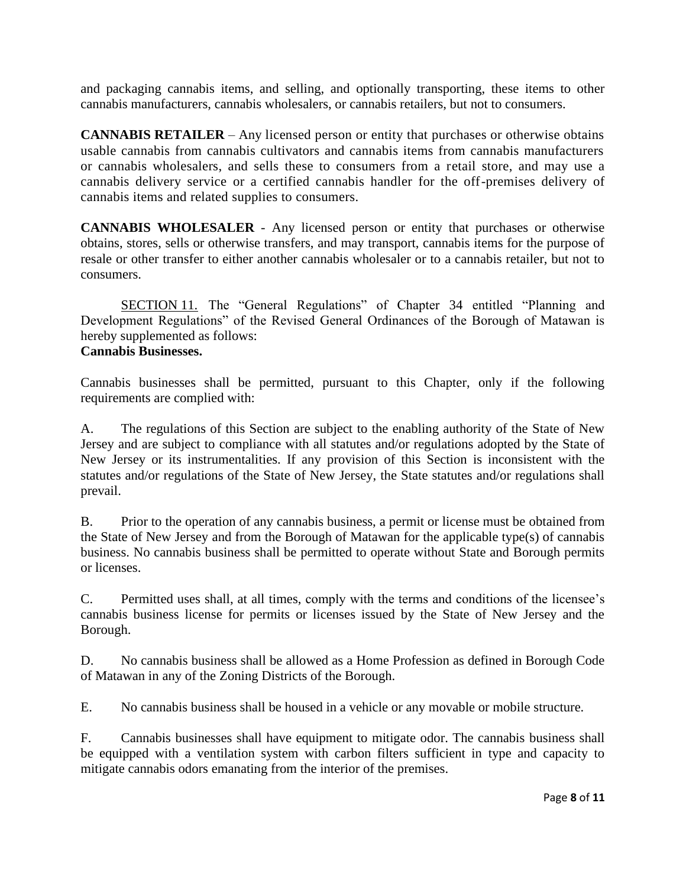and packaging cannabis items, and selling, and optionally transporting, these items to other cannabis manufacturers, cannabis wholesalers, or cannabis retailers, but not to consumers.

**CANNABIS RETAILER** – Any licensed person or entity that purchases or otherwise obtains usable cannabis from cannabis cultivators and cannabis items from cannabis manufacturers or cannabis wholesalers, and sells these to consumers from a retail store, and may use a cannabis delivery service or a certified cannabis handler for the off-premises delivery of cannabis items and related supplies to consumers.

**CANNABIS WHOLESALER** - Any licensed person or entity that purchases or otherwise obtains, stores, sells or otherwise transfers, and may transport, cannabis items for the purpose of resale or other transfer to either another cannabis wholesaler or to a cannabis retailer, but not to consumers.

SECTION 11. The "General Regulations" of Chapter 34 entitled "Planning and Development Regulations" of the Revised General Ordinances of the Borough of Matawan is hereby supplemented as follows:

**Cannabis Businesses.**

Cannabis businesses shall be permitted, pursuant to this Chapter, only if the following requirements are complied with:

A. The regulations of this Section are subject to the enabling authority of the State of New Jersey and are subject to compliance with all statutes and/or regulations adopted by the State of New Jersey or its instrumentalities. If any provision of this Section is inconsistent with the statutes and/or regulations of the State of New Jersey, the State statutes and/or regulations shall prevail.

B. Prior to the operation of any cannabis business, a permit or license must be obtained from the State of New Jersey and from the Borough of Matawan for the applicable type(s) of cannabis business. No cannabis business shall be permitted to operate without State and Borough permits or licenses.

C. Permitted uses shall, at all times, comply with the terms and conditions of the licensee's cannabis business license for permits or licenses issued by the State of New Jersey and the Borough.

D. No cannabis business shall be allowed as a Home Profession as defined in Borough Code of Matawan in any of the Zoning Districts of the Borough.

E. No cannabis business shall be housed in a vehicle or any movable or mobile structure.

F. Cannabis businesses shall have equipment to mitigate odor. The cannabis business shall be equipped with a ventilation system with carbon filters sufficient in type and capacity to mitigate cannabis odors emanating from the interior of the premises.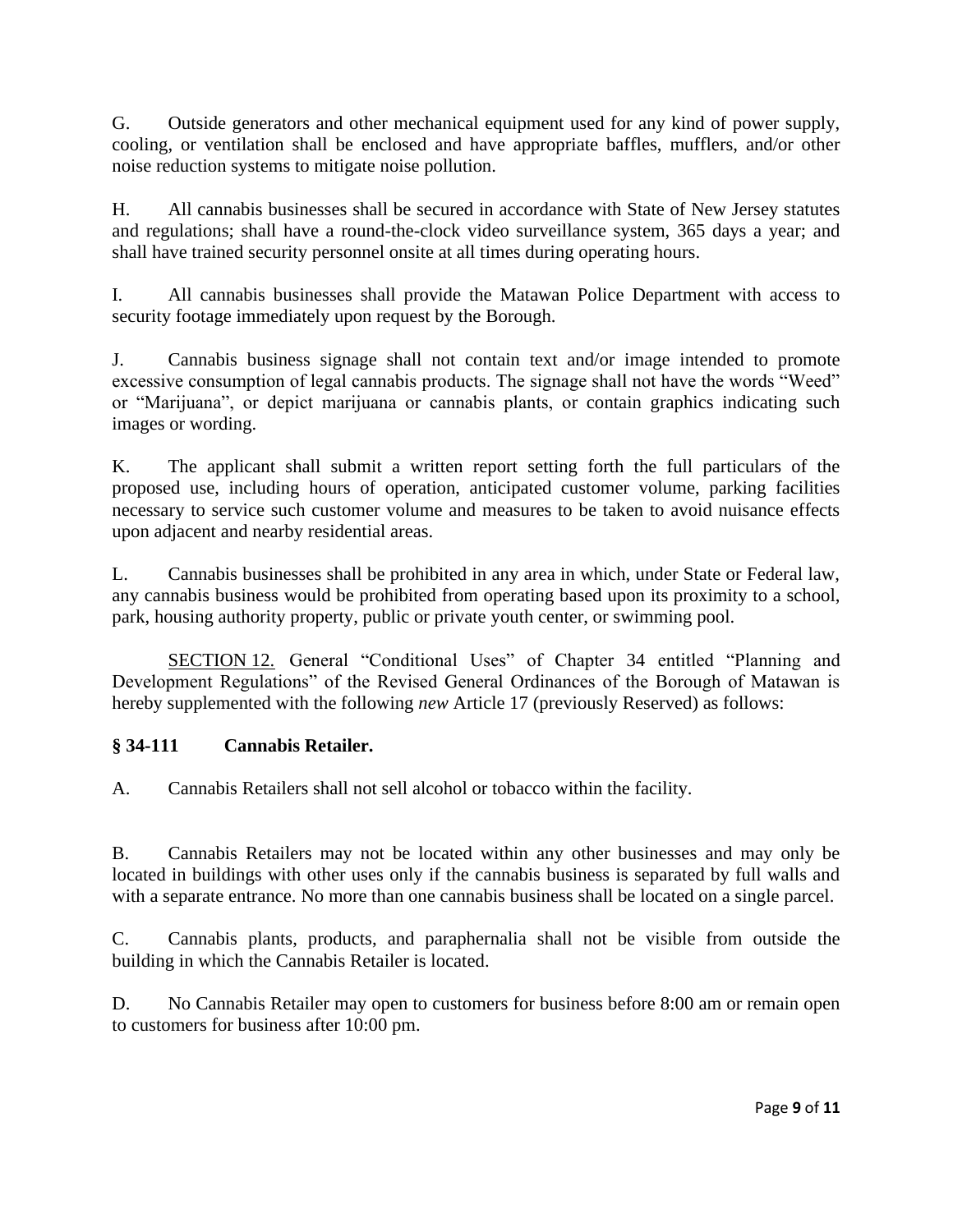G. Outside generators and other mechanical equipment used for any kind of power supply, cooling, or ventilation shall be enclosed and have appropriate baffles, mufflers, and/or other noise reduction systems to mitigate noise pollution.

H. All cannabis businesses shall be secured in accordance with State of New Jersey statutes and regulations; shall have a round-the-clock video surveillance system, 365 days a year; and shall have trained security personnel onsite at all times during operating hours.

I. All cannabis businesses shall provide the Matawan Police Department with access to security footage immediately upon request by the Borough.

J. Cannabis business signage shall not contain text and/or image intended to promote excessive consumption of legal cannabis products. The signage shall not have the words "Weed" or "Marijuana", or depict marijuana or cannabis plants, or contain graphics indicating such images or wording.

K. The applicant shall submit a written report setting forth the full particulars of the proposed use, including hours of operation, anticipated customer volume, parking facilities necessary to service such customer volume and measures to be taken to avoid nuisance effects upon adjacent and nearby residential areas.

L. Cannabis businesses shall be prohibited in any area in which, under State or Federal law, any cannabis business would be prohibited from operating based upon its proximity to a school, park, housing authority property, public or private youth center, or swimming pool.

<u>SECTION 12.</u> General "Conditional Uses" of Chapter 34 entitled "Planning and Development Regulations" of the Revised General Ordinances of the Borough of Matawan is hereby supplemented with the following *new* Article 17 (previously Reserved) as follows:

**§ 34-111 Cannabis Retailer.**

A. Cannabis Retailers shall not sell alcohol or tobacco within the facility.

B. Cannabis Retailers may not be located within any other businesses and may only be located in buildings with other uses only if the cannabis business is separated by full walls and with a separate entrance. No more than one cannabis business shall be located on a single parcel.

C. Cannabis plants, products, and paraphernalia shall not be visible from outside the building in which the Cannabis Retailer is located.

D. No Cannabis Retailer may open to customers for business before 8:00 am or remain open to customers for business after 10:00 pm.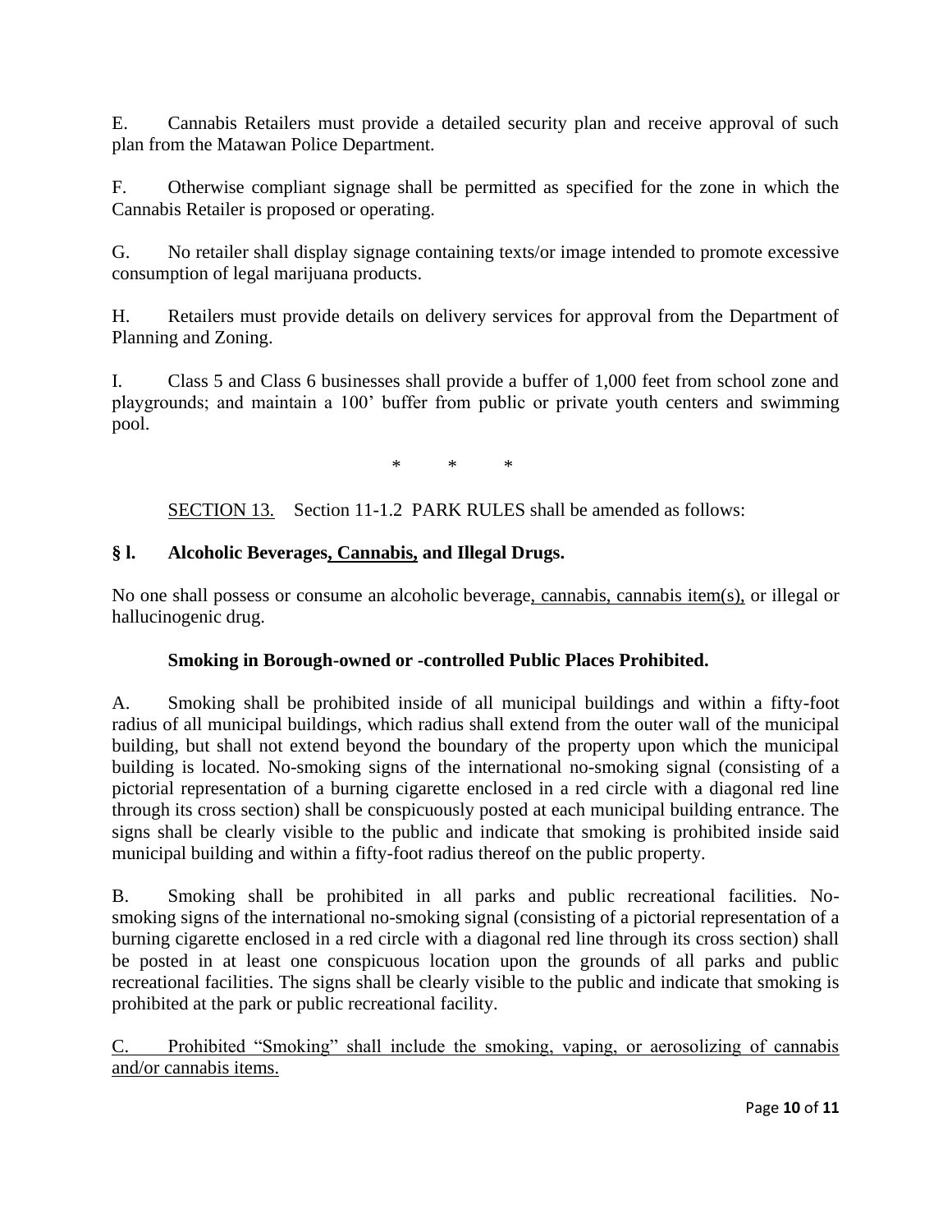E. Cannabis Retailers must provide a detailed security plan and receive approval of such plan from the Matawan Police Department.

F. Otherwise compliant signage shall be permitted as specified for the zone in which the Cannabis Retailer is proposed or operating.

G. No retailer shall display signage containing texts/or image intended to promote excessive consumption of legal marijuana products.

H. Retailers must provide details on delivery services for approval from the Department of Planning and Zoning.

I. Class 5 and Class 6 businesses shall provide a buffer of 1,000 feet from school zone and playgrounds; and maintain a 100’ buffer from public or private youth centers and swimming pool.

\* \* \*

<u>SECTION 13.</u> Section 11-1.2 PARK RULES shall be amended as follows:

**§ l. Alcoholic Beverages<u>, Cannabis,</u> and Illegal Drugs.**

No one shall possess or consume an alcoholic beverage<u>, cannabis, cannabis item(s),</u> or illegal or hallucinogenic drug.

**Smoking in Borough-owned or -controlled Public Places Prohibited.**

A. Smoking shall be prohibited inside of all municipal buildings and within a fifty-foot radius of all municipal buildings, which radius shall extend from the outer wall of the municipal building, but shall not extend beyond the boundary of the property upon which the municipal building is located. No-smoking signs of the international no-smoking signal (consisting of a pictorial representation of a burning cigarette enclosed in a red circle with a diagonal red line through its cross section) shall be conspicuously posted at each municipal building entrance. The signs shall be clearly visible to the public and indicate that smoking is prohibited inside said municipal building and within a fifty-foot radius thereof on the public property.

B. Smoking shall be prohibited in all parks and public recreational facilities. No-smoking signs of the international no-smoking signal (consisting of a pictorial representation of a burning cigarette enclosed in a red circle with a diagonal red line through its cross section) shall be posted in at least one conspicuous location upon the grounds of all parks and public recreational facilities. The signs shall be clearly visible to the public and indicate that smoking is prohibited at the park or public recreational facility.

<u>C. Prohibited “Smoking” shall include the smoking, vaping, or aerosolizing of cannabis and/or cannabis items.</u>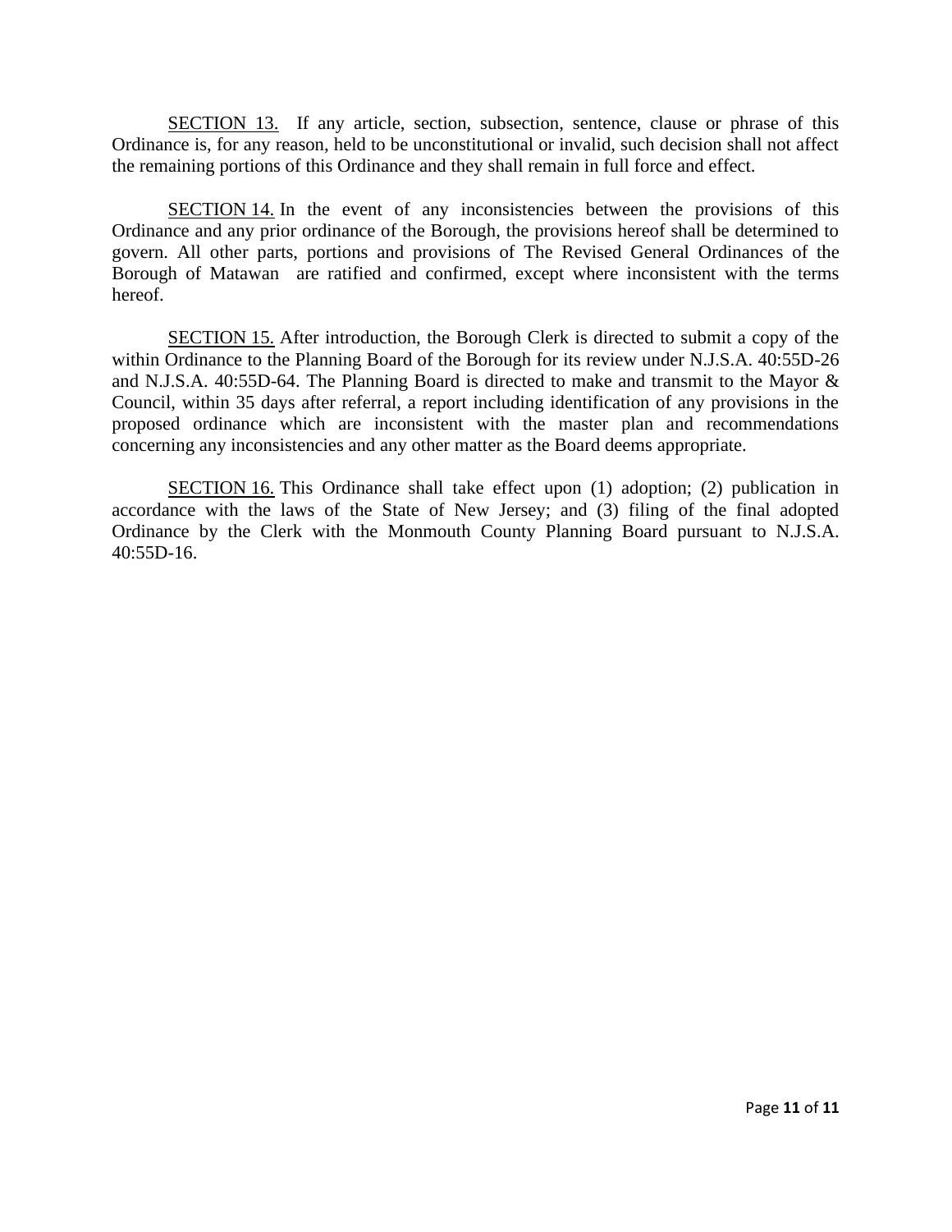SECTION 13. If any article, section, subsection, sentence, clause or phrase of this Ordinance is, for any reason, held to be unconstitutional or invalid, such decision shall not affect the remaining portions of this Ordinance and they shall remain in full force and effect.

SECTION 14. In the event of any inconsistencies between the provisions of this Ordinance and any prior ordinance of the Borough, the provisions hereof shall be determined to govern. All other parts, portions and provisions of The Revised General Ordinances of the Borough of Matawan are ratified and confirmed, except where inconsistent with the terms hereof.

SECTION 15. After introduction, the Borough Clerk is directed to submit a copy of the within Ordinance to the Planning Board of the Borough for its review under N.J.S.A. 40:55D-26 and N.J.S.A. 40:55D-64. The Planning Board is directed to make and transmit to the Mayor & Council, within 35 days after referral, a report including identification of any provisions in the proposed ordinance which are inconsistent with the master plan and recommendations concerning any inconsistencies and any other matter as the Board deems appropriate.

SECTION 16. This Ordinance shall take effect upon (1) adoption; (2) publication in accordance with the laws of the State of New Jersey; and (3) filing of the final adopted Ordinance by the Clerk with the Monmouth County Planning Board pursuant to N.J.S.A. 40:55D-16.